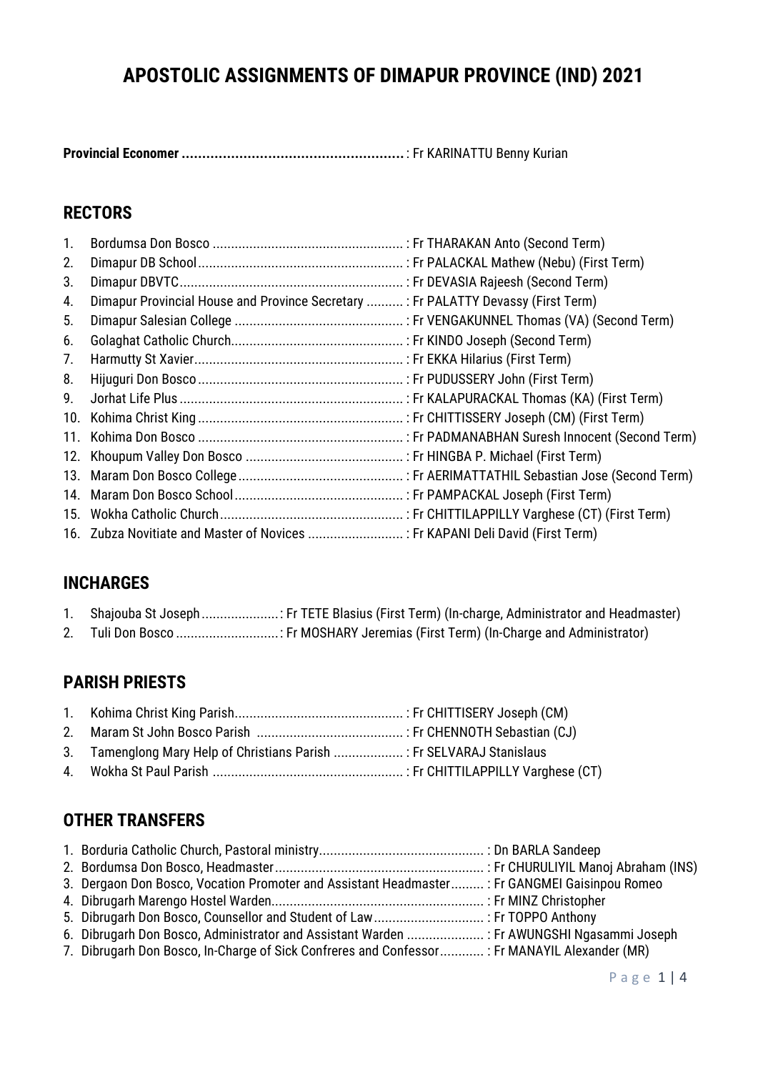# APOSTOLIC ASSIGNMENTS OF DIMAPUR PROVINCE (IND) 2021

**Provincial Economer ......................................................** : Fr KARINATTU Benny Kurian

## RECTORS

1. Bordumsa Don Bosco .................................................... : Fr THARAKAN Anto (Second Term)
2. Dimapur DB School........................................................ : Fr PALACKAL Mathew (Nebu) (First Term)
3. Dimapur DBVTC............................................................. : Fr DEVASIA Rajeesh (Second Term)
4. Dimapur Provincial House and Province Secretary .......... : Fr PALATTY Devassy (First Term)
5. Dimapur Salesian College .............................................. : Fr VENGAKUNNEL Thomas (VA) (Second Term)
6. Golaghat Catholic Church............................................... : Fr KINDO Joseph (Second Term)
7. Harmutty St Xavier......................................................... : Fr EKKA Hilarius (First Term)
8. Hijuguri Don Bosco........................................................ : Fr PUDUSSERY John (First Term)
9. Jorhat Life Plus ............................................................. : Fr KALAPURACKAL Thomas (KA) (First Term)
10. Kohima Christ King ........................................................ : Fr CHITTISSERY Joseph (CM) (First Term)
11. Kohima Don Bosco ........................................................ : Fr PADMANABHAN Suresh Innocent (Second Term)
12. Khoupum Valley Don Bosco ........................................... : Fr HINGBA P. Michael (First Term)
13. Maram Don Bosco College............................................. : Fr AERIMATTATHIL Sebastian Jose (Second Term)
14. Maram Don Bosco School.............................................. : Fr PAMPACKAL Joseph (First Term)
15. Wokha Catholic Church.................................................. : Fr CHITTILAPPILLY Varghese (CT) (First Term)
16. Zubza Novitiate and Master of Novices .......................... : Fr KAPANI Deli David (First Term)

## INCHARGES

1. Shajouba St Joseph.....................: Fr TETE Blasius (First Term) (In-charge, Administrator and Headmaster)
2. Tuli Don Bosco ............................: Fr MOSHARY Jeremias (First Term) (In-Charge and Administrator)

## PARISH PRIESTS

1. Kohima Christ King Parish.............................................. : Fr CHITTISERY Joseph (CM)
2. Maram St John Bosco Parish ........................................ : Fr CHENNOTH Sebastian (CJ)
3. Tamenglong Mary Help of Christians Parish ................... : Fr SELVARAJ Stanislaus
4. Wokha St Paul Parish .................................................... : Fr CHITTILAPPILLY Varghese (CT)

## OTHER TRANSFERS

1. Borduria Catholic Church, Pastoral ministry............................................. : Dn BARLA Sandeep
2. Bordumsa Don Bosco, Headmaster......................................................... : Fr CHURULIYIL Manoj Abraham (INS)
3. Dergaon Don Bosco, Vocation Promoter and Assistant Headmaster......... : Fr GANGMEI Gaisinpou Romeo
4. Dibrugarh Marengo Hostel Warden......................................................... : Fr MINZ Christopher
5. Dibrugarh Don Bosco, Counsellor and Student of Law.............................. : Fr TOPPO Anthony
6. Dibrugarh Don Bosco, Administrator and Assistant Warden ..................... : Fr AWUNGSHI Ngasammi Joseph
7. Dibrugarh Don Bosco, In-Charge of Sick Confreres and Confessor............ : Fr MANAYIL Alexander (MR)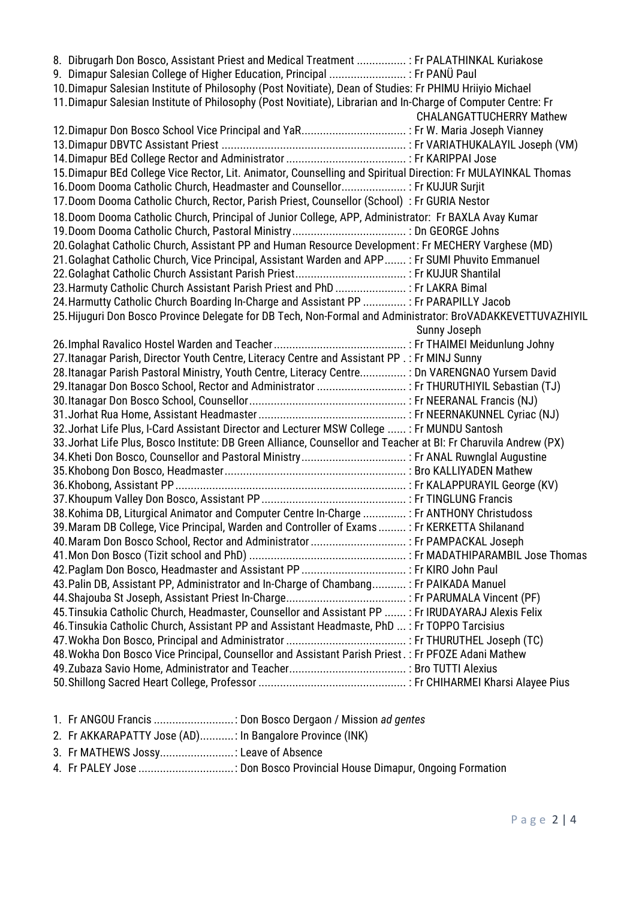8. Dibrugarh Don Bosco, Assistant Priest and Medical Treatment ................ : Fr PALATHINKAL Kuriakose
9. Dimapur Salesian College of Higher Education, Principal ......................... : Fr PANÜ Paul
10. Dimapur Salesian Institute of Philosophy (Post Novitiate), Dean of Studies: Fr PHIMU Hriiyio Michael
11. Dimapur Salesian Institute of Philosophy (Post Novitiate), Librarian and In-Charge of Computer Centre: Fr CHALANGATTUCHERRY Mathew
12. Dimapur Don Bosco School Vice Principal and YaR.................................. : Fr W. Maria Joseph Vianney
13. Dimapur DBVTC Assistant Priest ............................................................ : Fr VARIATHUKALAYIL Joseph (VM)
14. Dimapur BEd College Rector and Administrator ....................................... : Fr KARIPPAI Jose
15. Dimapur BEd College Vice Rector, Lit. Animator, Counselling and Spiritual Direction: Fr MULAYINKAL Thomas
16. Doom Dooma Catholic Church, Headmaster and Counsellor..................... : Fr KUJUR Surjit
17. Doom Dooma Catholic Church, Rector, Parish Priest, Counsellor (School) : Fr GURIA Nestor
18. Doom Dooma Catholic Church, Principal of Junior College, APP, Administrator: Fr BAXLA Avay Kumar
19. Doom Dooma Catholic Church, Pastoral Ministry..................................... : Dn GEORGE Johns
20. Golaghat Catholic Church, Assistant PP and Human Resource Development: Fr MECHERY Varghese (MD)
21. Golaghat Catholic Church, Vice Principal, Assistant Warden and APP....... : Fr SUMI Phuvito Emmanuel
22. Golaghat Catholic Church Assistant Parish Priest.................................... : Fr KUJUR Shantilal
23. Harmuty Catholic Church Assistant Parish Priest and PhD ....................... : Fr LAKRA Bimal
24. Harmutty Catholic Church Boarding In-Charge and Assistant PP .............. : Fr PARAPILLY Jacob
25. Hijuguri Don Bosco Province Delegate for DB Tech, Non-Formal and Administrator: BroVADAKKEVETTUVAZHIYIL Sunny Joseph
26. Imphal Ravalico Hostel Warden and Teacher........................................... : Fr THAIMEI Meidunlung Johny
27. Itanagar Parish, Director Youth Centre, Literacy Centre and Assistant PP . : Fr MINJ Sunny
28. Itanagar Parish Pastoral Ministry, Youth Centre, Literacy Centre............... : Dn VARENGNAO Yursem David
29. Itanagar Don Bosco School, Rector and Administrator ............................. : Fr THURUTHIYIL Sebastian (TJ)
30. Itanagar Don Bosco School, Counsellor................................................... : Fr NEERANAL Francis (NJ)
31. Jorhat Rua Home, Assistant Headmaster ................................................ : Fr NEERNAKUNNEL Cyriac (NJ)
32. Jorhat Life Plus, I-Card Assistant Director and Lecturer MSW College ...... : Fr MUNDU Santosh
33. Jorhat Life Plus, Bosco Institute: DB Green Alliance, Counsellor and Teacher at BI: Fr Charuvila Andrew (PX)
34. Kheti Don Bosco, Counsellor and Pastoral Ministry.................................. : Fr ANAL Ruwnglal Augustine
35. Khobong Don Bosco, Headmaster........................................................... : Bro KALLIYADEN Mathew
36. Khobong, Assistant PP.......................................................................... : Fr KALAPPURAYIL George (KV)
37. Khoupum Valley Don Bosco, Assistant PP............................................... : Fr TINGLUNG Francis
38. Kohima DB, Liturgical Animator and Computer Centre In-Charge .............. : Fr ANTHONY Christudoss
39. Maram DB College, Vice Principal, Warden and Controller of Exams......... : Fr KERKETTA Shilanand
40. Maram Don Bosco School, Rector and Administrator ............................... : Fr PAMPACKAL Joseph
41. Mon Don Bosco (Tizit school and PhD) ................................................... : Fr MADATHIPARAMBIL Jose Thomas
42. Paglam Don Bosco, Headmaster and Assistant PP .................................. : Fr KIRO John Paul
43. Palin DB, Assistant PP, Administrator and In-Charge of Chambang........... : Fr PAIKADA Manuel
44. Shajouba St Joseph, Assistant Priest In-Charge....................................... : Fr PARUMALA Vincent (PF)
45. Tinsukia Catholic Church, Headmaster, Counsellor and Assistant PP ....... : Fr IRUDAYARAJ Alexis Felix
46. Tinsukia Catholic Church, Assistant PP and Assistant Headmaste, PhD ... : Fr TOPPO Tarcisius
47. Wokha Don Bosco, Principal and Administrator ....................................... : Fr THURUTHEL Joseph (TC)
48. Wokha Don Bosco Vice Principal, Counsellor and Assistant Parish Priest . : Fr PFOZE Adani Mathew
49. Zubaza Savio Home, Administrator and Teacher...................................... : Bro TUTTI Alexius
50. Shillong Sacred Heart College, Professor ................................................ : Fr CHIHARMEI Kharsi Alayee Pius

1. Fr ANGOU Francis ..........................: Don Bosco Dergaon / Mission *ad gentes*
2. Fr AKKARAPATTY Jose (AD)...........: In Bangalore Province (INK)
3. Fr MATHEWS Jossy........................: Leave of Absence
4. Fr PALEY Jose ...............................: Don Bosco Provincial House Dimapur, Ongoing Formation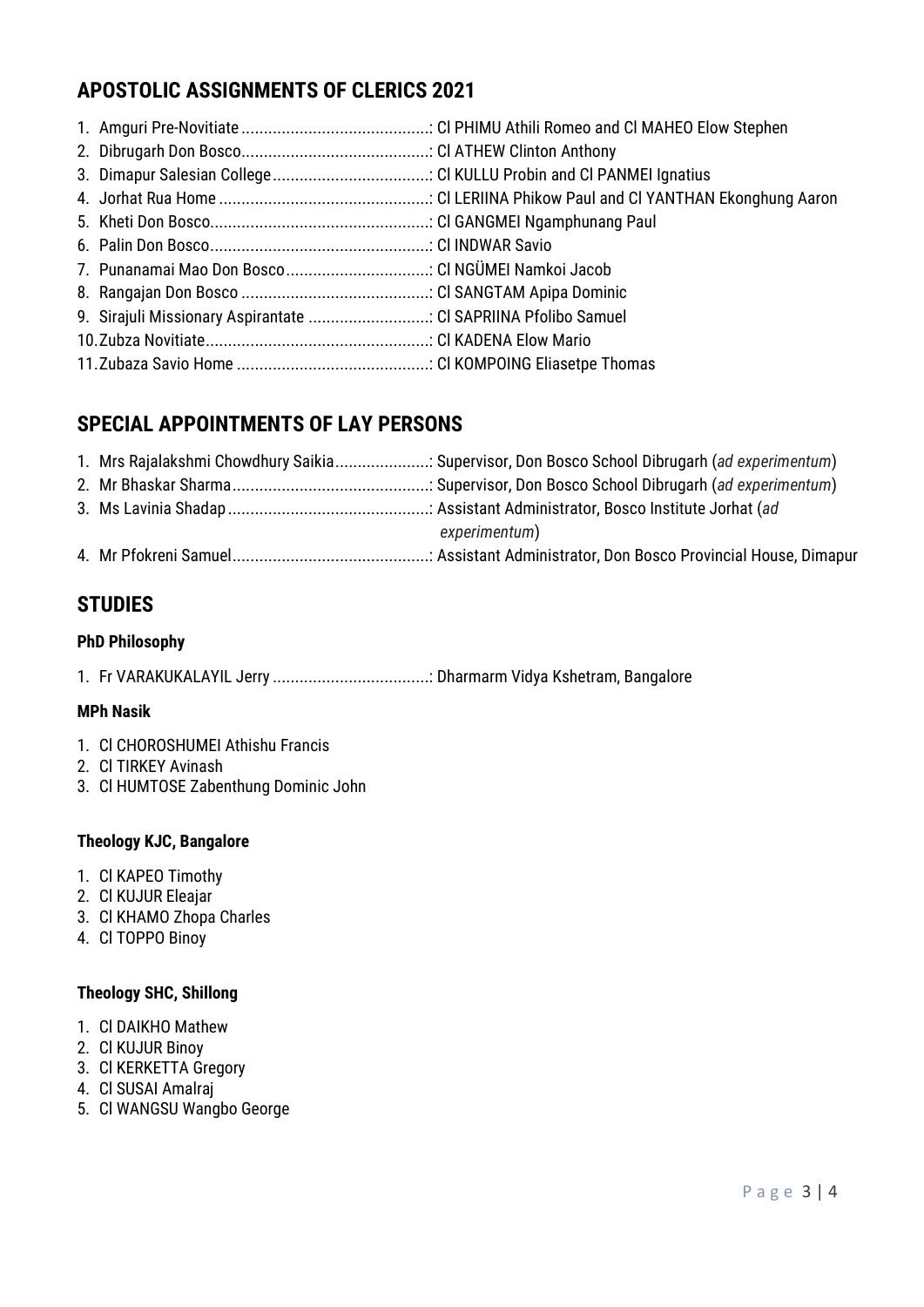## APOSTOLIC ASSIGNMENTS OF CLERICS 2021

1. Amguri Pre-Novitiate ..........................................: Cl PHIMU Athili Romeo and Cl MAHEO Elow Stephen
2. Dibrugarh Don Bosco..........................................: Cl ATHEW Clinton Anthony
3. Dimapur Salesian College...................................: Cl KULLU Probin and Cl PANMEI Ignatius
4. Jorhat Rua Home ...............................................: Cl LERIINA Phikow Paul and Cl YANTHAN Ekonghung Aaron
5. Kheti Don Bosco.................................................: Cl GANGMEI Ngamphunang Paul
6. Palin Don Bosco.................................................: Cl INDWAR Savio
7. Punanamai Mao Don Bosco................................: Cl NGÜMEI Namkoi Jacob
8. Rangajan Don Bosco ..........................................: Cl SANGTAM Apipa Dominic
9. Sirajuli Missionary Aspirantate ...........................: Cl SAPRIINA Pfolibo Samuel
10. Zubza Novitiate..................................................: Cl KADENA Elow Mario
11. Zubaza Savio Home ...........................................: Cl KOMPOING Eliasetpe Thomas

## SPECIAL APPOINTMENTS OF LAY PERSONS

1. Mrs Rajalakshmi Chowdhury Saikia.....................: Supervisor, Don Bosco School Dibrugarh (*ad experimentum*)
2. Mr Bhaskar Sharma............................................: Supervisor, Don Bosco School Dibrugarh (*ad experimentum*)
3. Ms Lavinia Shadap .............................................: Assistant Administrator, Bosco Institute Jorhat (*ad experimentum*)
4. Mr Pfokreni Samuel............................................: Assistant Administrator, Don Bosco Provincial House, Dimapur

## STUDIES

### PhD Philosophy

1. Fr VARAKUKALAYIL Jerry ...................................: Dharmarm Vidya Kshetram, Bangalore

### MPh Nasik

1. Cl CHOROSHUMEI Athishu Francis
2. Cl TIRKEY Avinash
3. Cl HUMTOSE Zabenthung Dominic John

### Theology KJC, Bangalore

1. Cl KAPEO Timothy
2. Cl KUJUR Eleajar
3. Cl KHAMO Zhopa Charles
4. Cl TOPPO Binoy

### Theology SHC, Shillong

1. Cl DAIKHO Mathew
2. Cl KUJUR Binoy
3. Cl KERKETTA Gregory
4. Cl SUSAI Amalraj
5. Cl WANGSU Wangbo George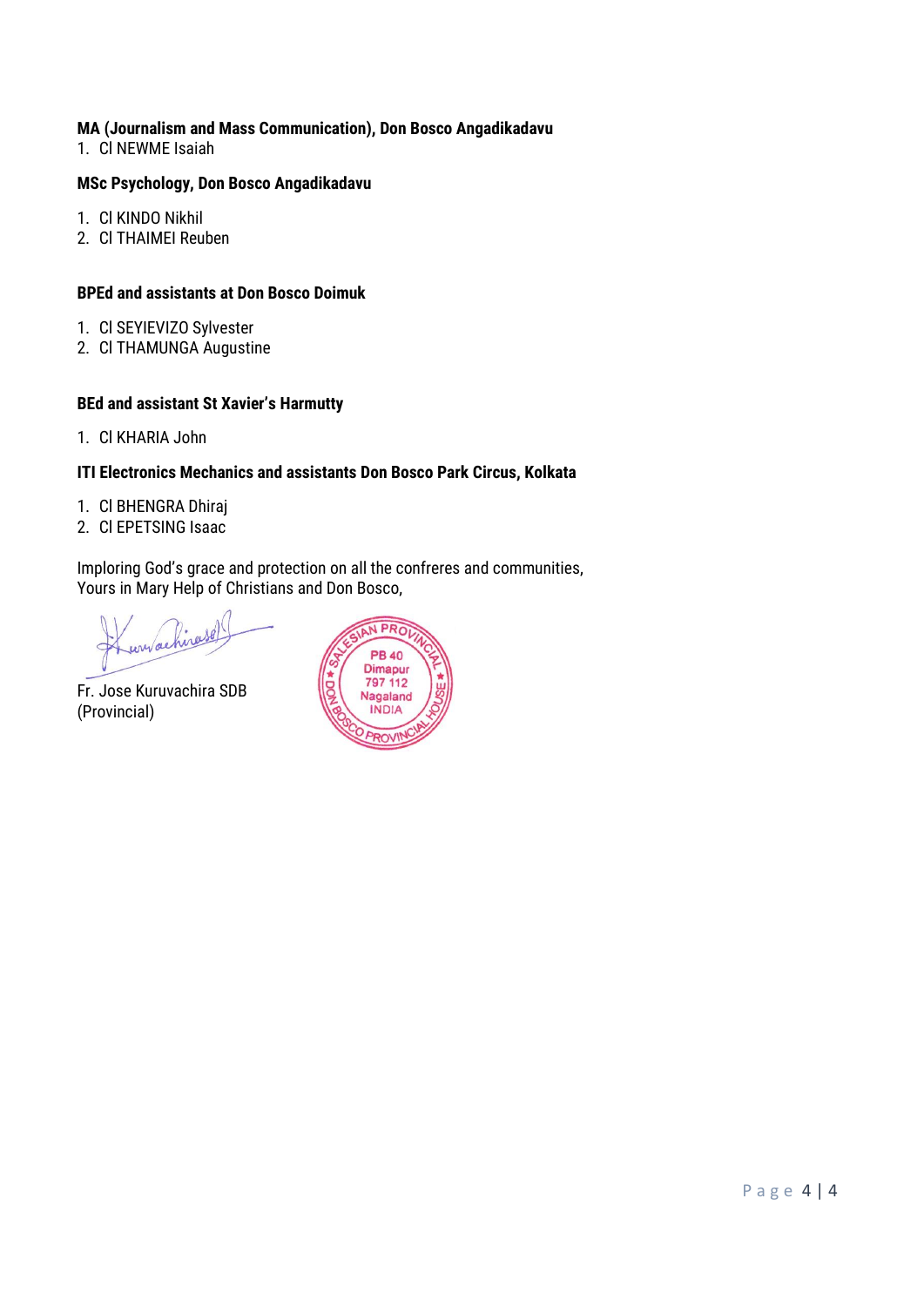**MA (Journalism and Mass Communication), Don Bosco Angadikadavu**

1. Cl NEWME Isaiah

**MSc Psychology, Don Bosco Angadikadavu**

1. Cl KINDO Nikhil
2. Cl THAIMEI Reuben

**BPEd and assistants at Don Bosco Doimuk**

1. Cl SEYIEVIZO Sylvester
2. Cl THAMUNGA Augustine

**BEd and assistant St Xavier's Harmutty**

1. Cl KHARIA John

**ITI Electronics Mechanics and assistants Don Bosco Park Circus, Kolkata**

1. Cl BHENGRA Dhiraj
2. Cl EPETSING Isaac

Imploring God's grace and protection on all the confreres and communities,
Yours in Mary Help of Christians and Don Bosco,

Fr. Jose Kuruvachira SDB
(Provincial)

SALESIAN PROVINCIAL HOUSE
PB 40
Dimapur
797 112
Nagaland
INDIA
DON BOSCO PROVINCIAL HOUSE